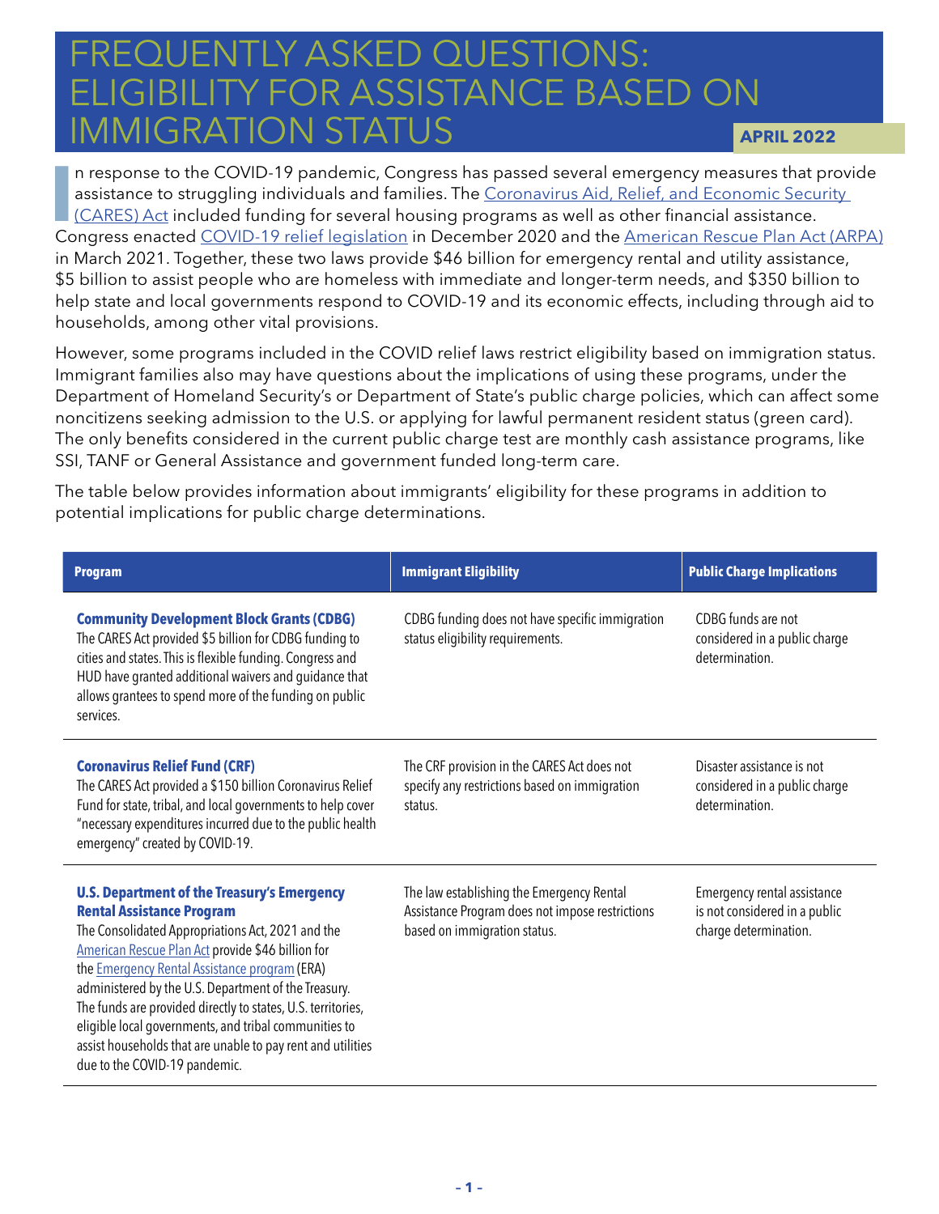# FREQUENTLY ASKED QUESTIONS: ELIGIBILITY FOR ASSISTANCE BASED ON IMMIGRATION STATUS

**APRIL 2022**

In response to the COVID-19 pandemic, Congress has passed several emergency measures that provide assistance to struggling individuals and families. The Coronavirus Aid, Relief, and Economic Security (CARES) Act included funding for several housing programs as well as other financial assistance. Congress enacted COVID-19 relief legislation in December 2020 and the American Rescue Plan Act (ARPA) in March 2021. Together, these two laws provide $46 billion for emergency rental and utility assistance, $5 billion to assist people who are homeless with immediate and longer-term needs, and $350 billion to help state and local governments respond to COVID-19 and its economic effects, including through aid to households, among other vital provisions.

However, some programs included in the COVID relief laws restrict eligibility based on immigration status. Immigrant families also may have questions about the implications of using these programs, under the Department of Homeland Security's or Department of State's public charge policies, which can affect some noncitizens seeking admission to the U.S. or applying for lawful permanent resident status (green card). The only benefits considered in the current public charge test are monthly cash assistance programs, like SSI, TANF or General Assistance and government funded long-term care.

The table below provides information about immigrants' eligibility for these programs in addition to potential implications for public charge determinations.

| Program | Immigrant Eligibility | Public Charge Implications |
|---|---|---|
| **Community Development Block Grants (CDBG)**<br>The CARES Act provided $5 billion for CDBG funding to cities and states. This is flexible funding. Congress and HUD have granted additional waivers and guidance that allows grantees to spend more of the funding on public services. | CDBG funding does not have specific immigration status eligibility requirements. | CDBG funds are not considered in a public charge determination. |
| **Coronavirus Relief Fund (CRF)**<br>The CARES Act provided a $150 billion Coronavirus Relief Fund for state, tribal, and local governments to help cover "necessary expenditures incurred due to the public health emergency" created by COVID-19. | The CRF provision in the CARES Act does not specify any restrictions based on immigration status. | Disaster assistance is not considered in a public charge determination. |
| **U.S. Department of the Treasury's Emergency Rental Assistance Program**<br>The Consolidated Appropriations Act, 2021 and the American Rescue Plan Act provide $46 billion for the Emergency Rental Assistance program (ERA) administered by the U.S. Department of the Treasury. The funds are provided directly to states, U.S. territories, eligible local governments, and tribal communities to assist households that are unable to pay rent and utilities due to the COVID-19 pandemic. | The law establishing the Emergency Rental Assistance Program does not impose restrictions based on immigration status. | Emergency rental assistance is not considered in a public charge determination. |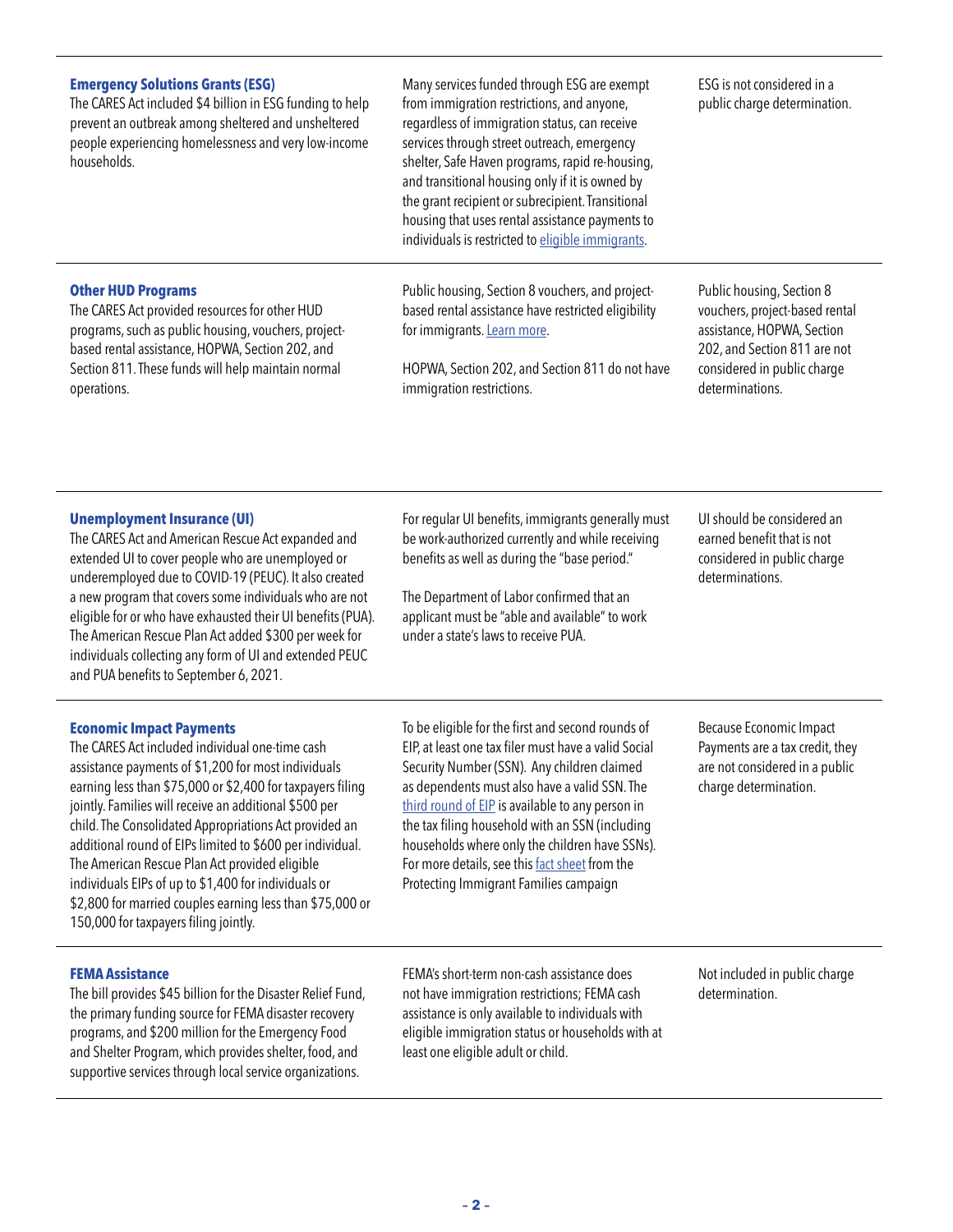| | | |
|---|---|---|
| **Emergency Solutions Grants (ESG)**<br>The CARES Act included $4 billion in ESG funding to help prevent an outbreak among sheltered and unsheltered people experiencing homelessness and very low-income households. | Many services funded through ESG are exempt from immigration restrictions, and anyone, regardless of immigration status, can receive services through street outreach, emergency shelter, Safe Haven programs, rapid re-housing, and transitional housing only if it is owned by the grant recipient or subrecipient. Transitional housing that uses rental assistance payments to individuals is restricted to eligible immigrants. | ESG is not considered in a public charge determination. |
| **Other HUD Programs**<br>The CARES Act provided resources for other HUD programs, such as public housing, vouchers, project-based rental assistance, HOPWA, Section 202, and Section 811. These funds will help maintain normal operations. | Public housing, Section 8 vouchers, and project-based rental assistance have restricted eligibility for immigrants. Learn more.<br><br>HOPWA, Section 202, and Section 811 do not have immigration restrictions. | Public housing, Section 8 vouchers, project-based rental assistance, HOPWA, Section 202, and Section 811 are not considered in public charge determinations. |
| **Unemployment Insurance (UI)**<br>The CARES Act and American Rescue Act expanded and extended UI to cover people who are unemployed or underemployed due to COVID-19 (PEUC). It also created a new program that covers some individuals who are not eligible for or who have exhausted their UI benefits (PUA). The American Rescue Plan Act added $300 per week for individuals collecting any form of UI and extended PEUC and PUA benefits to September 6, 2021. | For regular UI benefits, immigrants generally must be work-authorized currently and while receiving benefits as well as during the "base period."<br><br>The Department of Labor confirmed that an applicant must be "able and available" to work under a state's laws to receive PUA. | UI should be considered an earned benefit that is not considered in public charge determinations. |
| **Economic Impact Payments**<br>The CARES Act included individual one-time cash assistance payments of $1,200 for most individuals earning less than $75,000 or $2,400 for taxpayers filing jointly. Families will receive an additional $500 per child. The Consolidated Appropriations Act provided an additional round of EIPs limited to $600 per individual. The American Rescue Plan Act provided eligible individuals EIPs of up to $1,400 for individuals or $2,800 for married couples earning less than $75,000 or 150,000 for taxpayers filing jointly. | To be eligible for the first and second rounds of EIP, at least one tax filer must have a valid Social Security Number (SSN). Any children claimed as dependents must also have a valid SSN. The third round of EIP is available to any person in the tax filing household with an SSN (including households where only the children have SSNs). For more details, see this fact sheet from the Protecting Immigrant Families campaign | Because Economic Impact Payments are a tax credit, they are not considered in a public charge determination. |
| **FEMA Assistance**<br>The bill provides $45 billion for the Disaster Relief Fund, the primary funding source for FEMA disaster recovery programs, and $200 million for the Emergency Food and Shelter Program, which provides shelter, food, and supportive services through local service organizations. | FEMA's short-term non-cash assistance does not have immigration restrictions; FEMA cash assistance is only available to individuals with eligible immigration status or households with at least one eligible adult or child. | Not included in public charge determination. |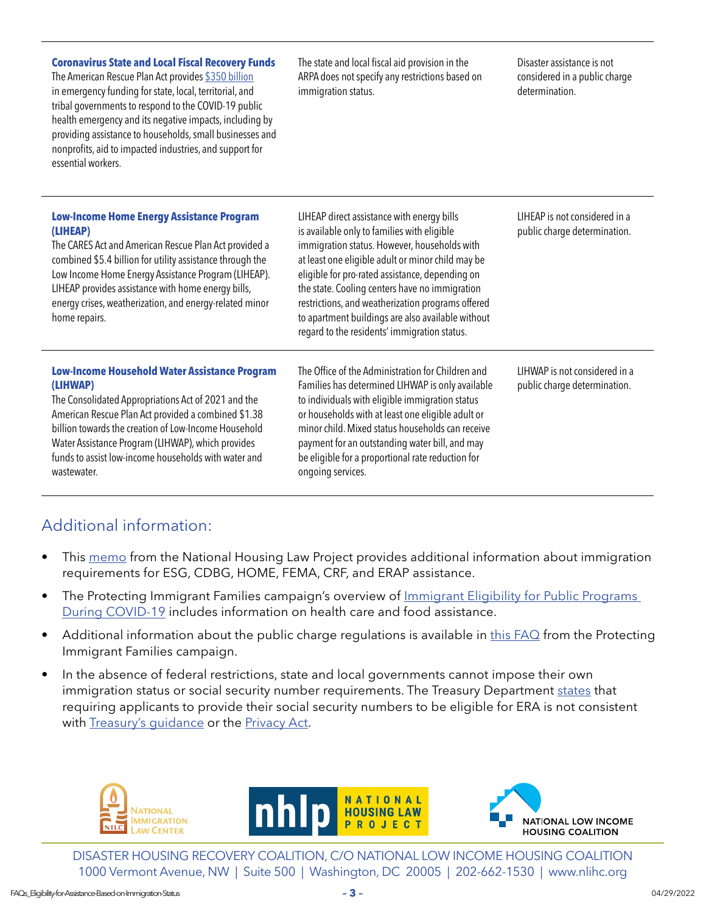| | | |
|---|---|---|
| **Coronavirus State and Local Fiscal Recovery Funds** The American Rescue Plan Act provides $350 billion in emergency funding for state, local, territorial, and tribal governments to respond to the COVID-19 public health emergency and its negative impacts, including by providing assistance to households, small businesses and nonprofits, aid to impacted industries, and support for essential workers. | The state and local fiscal aid provision in the ARPA does not specify any restrictions based on immigration status. | Disaster assistance is not considered in a public charge determination. |
| **Low-Income Home Energy Assistance Program (LIHEAP)** The CARES Act and American Rescue Plan Act provided a combined $5.4 billion for utility assistance through the Low Income Home Energy Assistance Program (LIHEAP). LIHEAP provides assistance with home energy bills, energy crises, weatherization, and energy-related minor home repairs. | LIHEAP direct assistance with energy bills is available only to families with eligible immigration status. However, households with at least one eligible adult or minor child may be eligible for pro-rated assistance, depending on the state. Cooling centers have no immigration restrictions, and weatherization programs offered to apartment buildings are also available without regard to the residents' immigration status. | LIHEAP is not considered in a public charge determination. |
| **Low-Income Household Water Assistance Program (LIHWAP)** The Consolidated Appropriations Act of 2021 and the American Rescue Plan Act provided a combined $1.38 billion towards the creation of Low-Income Household Water Assistance Program (LIHWAP), which provides funds to assist low-income households with water and wastewater. | The Office of the Administration for Children and Families has determined LIHWAP is only available to individuals with eligible immigration status or households with at least one eligible adult or minor child. Mixed status households can receive payment for an outstanding water bill, and may be eligible for a proportional rate reduction for ongoing services. | LIHWAP is not considered in a public charge determination. |

## Additional information:

- This memo from the National Housing Law Project provides additional information about immigration requirements for ESG, CDBG, HOME, FEMA, CRF, and ERAP assistance.
- The Protecting Immigrant Families campaign's overview of Immigrant Eligibility for Public Programs During COVID-19 includes information on health care and food assistance.
- Additional information about the public charge regulations is available in this FAQ from the Protecting Immigrant Families campaign.
- In the absence of federal restrictions, state and local governments cannot impose their own immigration status or social security number requirements. The Treasury Department states that requiring applicants to provide their social security numbers to be eligible for ERA is not consistent with Treasury's guidance or the Privacy Act.

NATIONAL IMMIGRATION LAW CENTER

nhlp NATIONAL HOUSING LAW PROJECT

NATIONAL LOW INCOME HOUSING COALITION

DISASTER HOUSING RECOVERY COALITION, C/O NATIONAL LOW INCOME HOUSING COALITION
1000 Vermont Avenue, NW | Suite 500 | Washington, DC 20005 | 202-662-1530 | www.nlihc.org